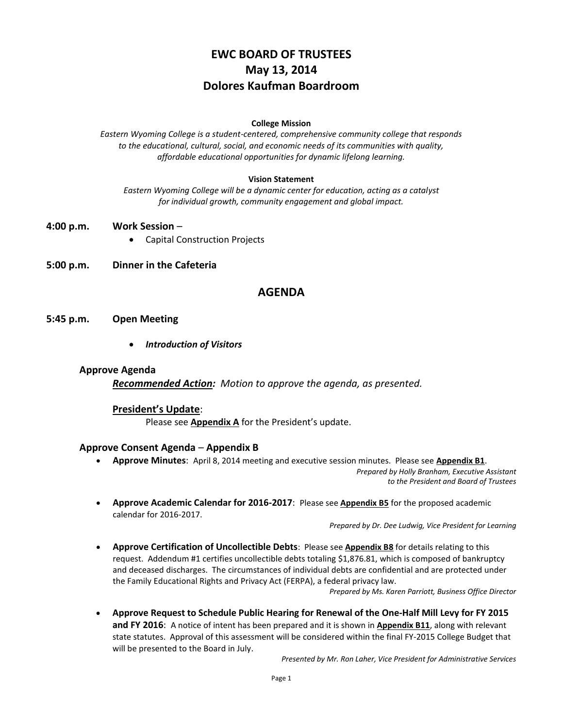# EWC BOARD OF TRUSTEES
# May 13, 2014
# Dolores Kaufman Boardroom

**College Mission**

*Eastern Wyoming College is a student-centered, comprehensive community college that responds to the educational, cultural, social, and economic needs of its communities with quality, affordable educational opportunities for dynamic lifelong learning.*

**Vision Statement**

*Eastern Wyoming College will be a dynamic center for education, acting as a catalyst for individual growth, community engagement and global impact.*

**4:00 p.m. Work Session** –

- Capital Construction Projects

**5:00 p.m. Dinner in the Cafeteria**

## AGENDA

**5:45 p.m. Open Meeting**

- ***Introduction of Visitors***

### Approve Agenda

***Recommended Action:*** *Motion to approve the agenda, as presented.*

**President's Update**:

Please see **Appendix A** for the President's update.

### Approve Consent Agenda – Appendix B

- **Approve Minutes**: April 8, 2014 meeting and executive session minutes. Please see **Appendix B1**.

  *Prepared by Holly Branham, Executive Assistant to the President and Board of Trustees*

- **Approve Academic Calendar for 2016-2017**: Please see **Appendix B5** for the proposed academic calendar for 2016-2017.

  *Prepared by Dr. Dee Ludwig, Vice President for Learning*

- **Approve Certification of Uncollectible Debts**: Please see **Appendix B8** for details relating to this request. Addendum #1 certifies uncollectible debts totaling $1,876.81, which is composed of bankruptcy and deceased discharges. The circumstances of individual debts are confidential and are protected under the Family Educational Rights and Privacy Act (FERPA), a federal privacy law.

  *Prepared by Ms. Karen Parriott, Business Office Director*

- **Approve Request to Schedule Public Hearing for Renewal of the One-Half Mill Levy for FY 2015 and FY 2016**: A notice of intent has been prepared and it is shown in **Appendix B11**, along with relevant state statutes. Approval of this assessment will be considered within the final FY-2015 College Budget that will be presented to the Board in July.

  *Presented by Mr. Ron Laher, Vice President for Administrative Services*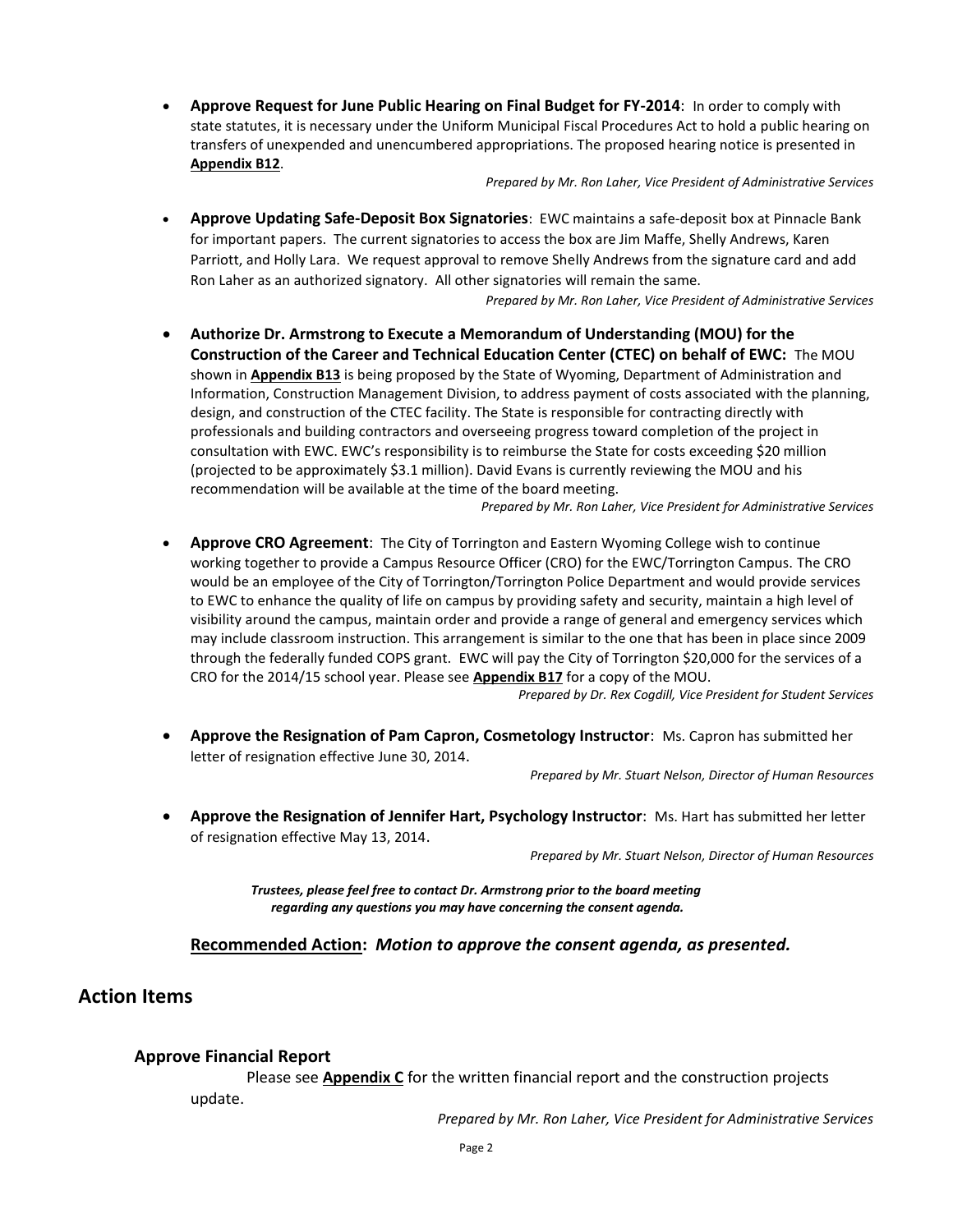- **Approve Request for June Public Hearing on Final Budget for FY-2014**: In order to comply with state statutes, it is necessary under the Uniform Municipal Fiscal Procedures Act to hold a public hearing on transfers of unexpended and unencumbered appropriations. The proposed hearing notice is presented in **Appendix B12**.

  *Prepared by Mr. Ron Laher, Vice President of Administrative Services*

- **Approve Updating Safe-Deposit Box Signatories**: EWC maintains a safe-deposit box at Pinnacle Bank for important papers. The current signatories to access the box are Jim Maffe, Shelly Andrews, Karen Parriott, and Holly Lara. We request approval to remove Shelly Andrews from the signature card and add Ron Laher as an authorized signatory. All other signatories will remain the same.

  *Prepared by Mr. Ron Laher, Vice President of Administrative Services*

- **Authorize Dr. Armstrong to Execute a Memorandum of Understanding (MOU) for the Construction of the Career and Technical Education Center (CTEC) on behalf of EWC:** The MOU shown in **Appendix B13** is being proposed by the State of Wyoming, Department of Administration and Information, Construction Management Division, to address payment of costs associated with the planning, design, and construction of the CTEC facility. The State is responsible for contracting directly with professionals and building contractors and overseeing progress toward completion of the project in consultation with EWC. EWC's responsibility is to reimburse the State for costs exceeding $20 million (projected to be approximately $3.1 million). David Evans is currently reviewing the MOU and his recommendation will be available at the time of the board meeting.

  *Prepared by Mr. Ron Laher, Vice President for Administrative Services*

- **Approve CRO Agreement**: The City of Torrington and Eastern Wyoming College wish to continue working together to provide a Campus Resource Officer (CRO) for the EWC/Torrington Campus. The CRO would be an employee of the City of Torrington/Torrington Police Department and would provide services to EWC to enhance the quality of life on campus by providing safety and security, maintain a high level of visibility around the campus, maintain order and provide a range of general and emergency services which may include classroom instruction. This arrangement is similar to the one that has been in place since 2009 through the federally funded COPS grant. EWC will pay the City of Torrington $20,000 for the services of a CRO for the 2014/15 school year. Please see **Appendix B17** for a copy of the MOU.

  *Prepared by Dr. Rex Cogdill, Vice President for Student Services*

- **Approve the Resignation of Pam Capron, Cosmetology Instructor**: Ms. Capron has submitted her letter of resignation effective June 30, 2014.

  *Prepared by Mr. Stuart Nelson, Director of Human Resources*

- **Approve the Resignation of Jennifer Hart, Psychology Instructor**: Ms. Hart has submitted her letter of resignation effective May 13, 2014.

  *Prepared by Mr. Stuart Nelson, Director of Human Resources*

***Trustees, please feel free to contact Dr. Armstrong prior to the board meeting regarding any questions you may have concerning the consent agenda.***

**Recommended Action:** ***Motion to approve the consent agenda, as presented.***

## Action Items

### Approve Financial Report

Please see **Appendix C** for the written financial report and the construction projects update.

*Prepared by Mr. Ron Laher, Vice President for Administrative Services*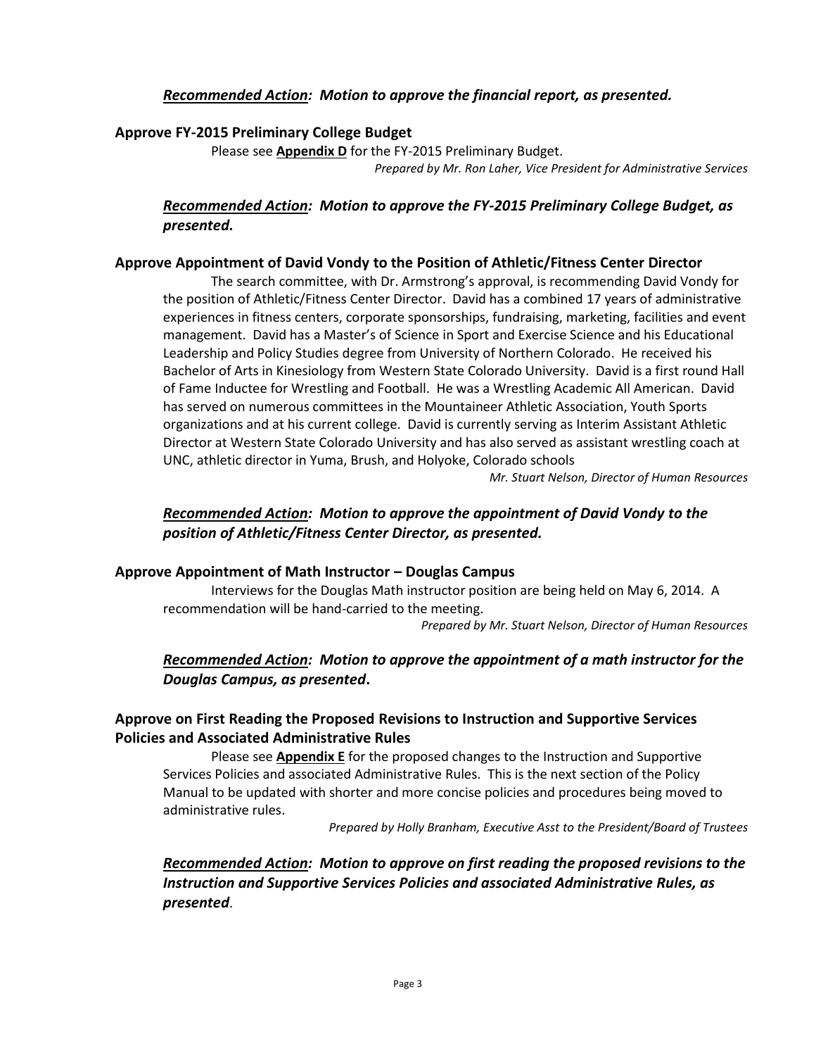***Recommended Action**: Motion to approve the financial report, as presented.*

**Approve FY-2015 Preliminary College Budget**

Please see **Appendix D** for the FY-2015 Preliminary Budget.

*Prepared by Mr. Ron Laher, Vice President for Administrative Services*

***Recommended Action**: Motion to approve the FY-2015 Preliminary College Budget, as presented.*

**Approve Appointment of David Vondy to the Position of Athletic/Fitness Center Director**

The search committee, with Dr. Armstrong's approval, is recommending David Vondy for the position of Athletic/Fitness Center Director. David has a combined 17 years of administrative experiences in fitness centers, corporate sponsorships, fundraising, marketing, facilities and event management. David has a Master's of Science in Sport and Exercise Science and his Educational Leadership and Policy Studies degree from University of Northern Colorado. He received his Bachelor of Arts in Kinesiology from Western State Colorado University. David is a first round Hall of Fame Inductee for Wrestling and Football. He was a Wrestling Academic All American. David has served on numerous committees in the Mountaineer Athletic Association, Youth Sports organizations and at his current college. David is currently serving as Interim Assistant Athletic Director at Western State Colorado University and has also served as assistant wrestling coach at UNC, athletic director in Yuma, Brush, and Holyoke, Colorado schools

*Mr. Stuart Nelson, Director of Human Resources*

***Recommended Action**: Motion to approve the appointment of David Vondy to the position of Athletic/Fitness Center Director, as presented.*

**Approve Appointment of Math Instructor – Douglas Campus**

Interviews for the Douglas Math instructor position are being held on May 6, 2014. A recommendation will be hand-carried to the meeting.

*Prepared by Mr. Stuart Nelson, Director of Human Resources*

***Recommended Action**: Motion to approve the appointment of a math instructor for the Douglas Campus, as presented.*

**Approve on First Reading the Proposed Revisions to Instruction and Supportive Services Policies and Associated Administrative Rules**

Please see **Appendix E** for the proposed changes to the Instruction and Supportive Services Policies and associated Administrative Rules. This is the next section of the Policy Manual to be updated with shorter and more concise policies and procedures being moved to administrative rules.

*Prepared by Holly Branham, Executive Asst to the President/Board of Trustees*

***Recommended Action**: Motion to approve on first reading the proposed revisions to the Instruction and Supportive Services Policies and associated Administrative Rules, as presented.*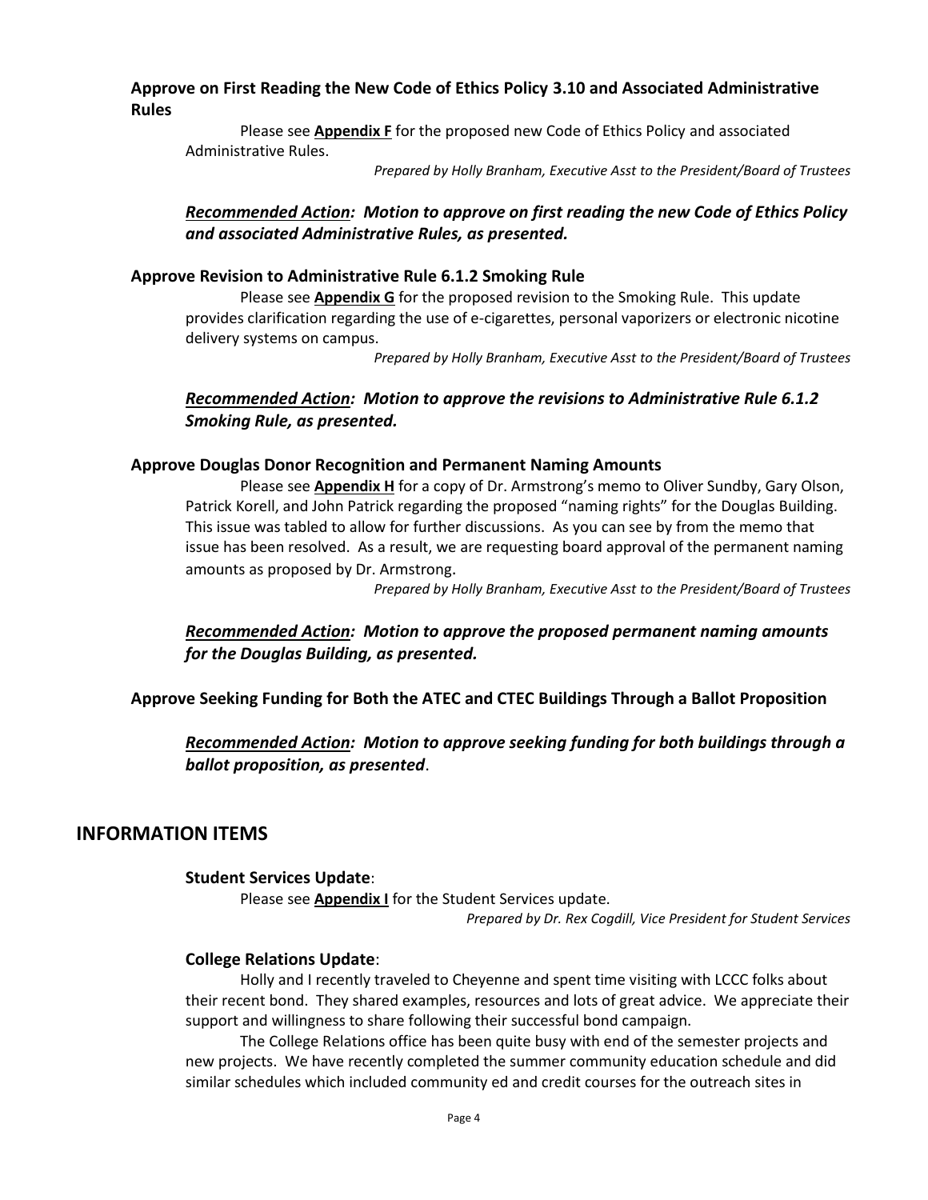### Approve on First Reading the New Code of Ethics Policy 3.10 and Associated Administrative Rules

Please see **Appendix F** for the proposed new Code of Ethics Policy and associated Administrative Rules.

*Prepared by Holly Branham, Executive Asst to the President/Board of Trustees*

***Recommended Action:* *Motion to approve on first reading the new Code of Ethics Policy and associated Administrative Rules, as presented.***

### Approve Revision to Administrative Rule 6.1.2 Smoking Rule

Please see **Appendix G** for the proposed revision to the Smoking Rule. This update provides clarification regarding the use of e-cigarettes, personal vaporizers or electronic nicotine delivery systems on campus.

*Prepared by Holly Branham, Executive Asst to the President/Board of Trustees*

***Recommended Action:* *Motion to approve the revisions to Administrative Rule 6.1.2 Smoking Rule, as presented.***

### Approve Douglas Donor Recognition and Permanent Naming Amounts

Please see **Appendix H** for a copy of Dr. Armstrong's memo to Oliver Sundby, Gary Olson, Patrick Korell, and John Patrick regarding the proposed "naming rights" for the Douglas Building. This issue was tabled to allow for further discussions. As you can see by from the memo that issue has been resolved. As a result, we are requesting board approval of the permanent naming amounts as proposed by Dr. Armstrong.

*Prepared by Holly Branham, Executive Asst to the President/Board of Trustees*

***Recommended Action:* *Motion to approve the proposed permanent naming amounts for the Douglas Building, as presented.***

### Approve Seeking Funding for Both the ATEC and CTEC Buildings Through a Ballot Proposition

***Recommended Action:* *Motion to approve seeking funding for both buildings through a ballot proposition, as presented*.**

## INFORMATION ITEMS

### Student Services Update:

Please see **Appendix I** for the Student Services update.

*Prepared by Dr. Rex Cogdill, Vice President for Student Services*

### College Relations Update:

Holly and I recently traveled to Cheyenne and spent time visiting with LCCC folks about their recent bond. They shared examples, resources and lots of great advice. We appreciate their support and willingness to share following their successful bond campaign.

The College Relations office has been quite busy with end of the semester projects and new projects. We have recently completed the summer community education schedule and did similar schedules which included community ed and credit courses for the outreach sites in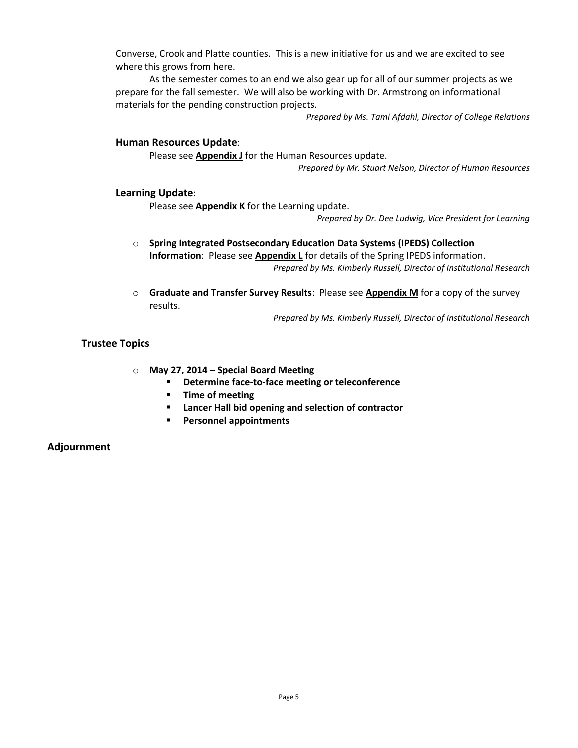Converse, Crook and Platte counties. This is a new initiative for us and we are excited to see where this grows from here.

As the semester comes to an end we also gear up for all of our summer projects as we prepare for the fall semester. We will also be working with Dr. Armstrong on informational materials for the pending construction projects.

*Prepared by Ms. Tami Afdahl, Director of College Relations*

### Human Resources Update:

Please see **Appendix J** for the Human Resources update.

*Prepared by Mr. Stuart Nelson, Director of Human Resources*

### Learning Update:

Please see **Appendix K** for the Learning update.

*Prepared by Dr. Dee Ludwig, Vice President for Learning*

- **Spring Integrated Postsecondary Education Data Systems (IPEDS) Collection Information**: Please see **Appendix L** for details of the Spring IPEDS information.

  *Prepared by Ms. Kimberly Russell, Director of Institutional Research*

- **Graduate and Transfer Survey Results**: Please see **Appendix M** for a copy of the survey results.

  *Prepared by Ms. Kimberly Russell, Director of Institutional Research*

## Trustee Topics

- **May 27, 2014 – Special Board Meeting**
  - **Determine face-to-face meeting or teleconference**
  - **Time of meeting**
  - **Lancer Hall bid opening and selection of contractor**
  - **Personnel appointments**

## Adjournment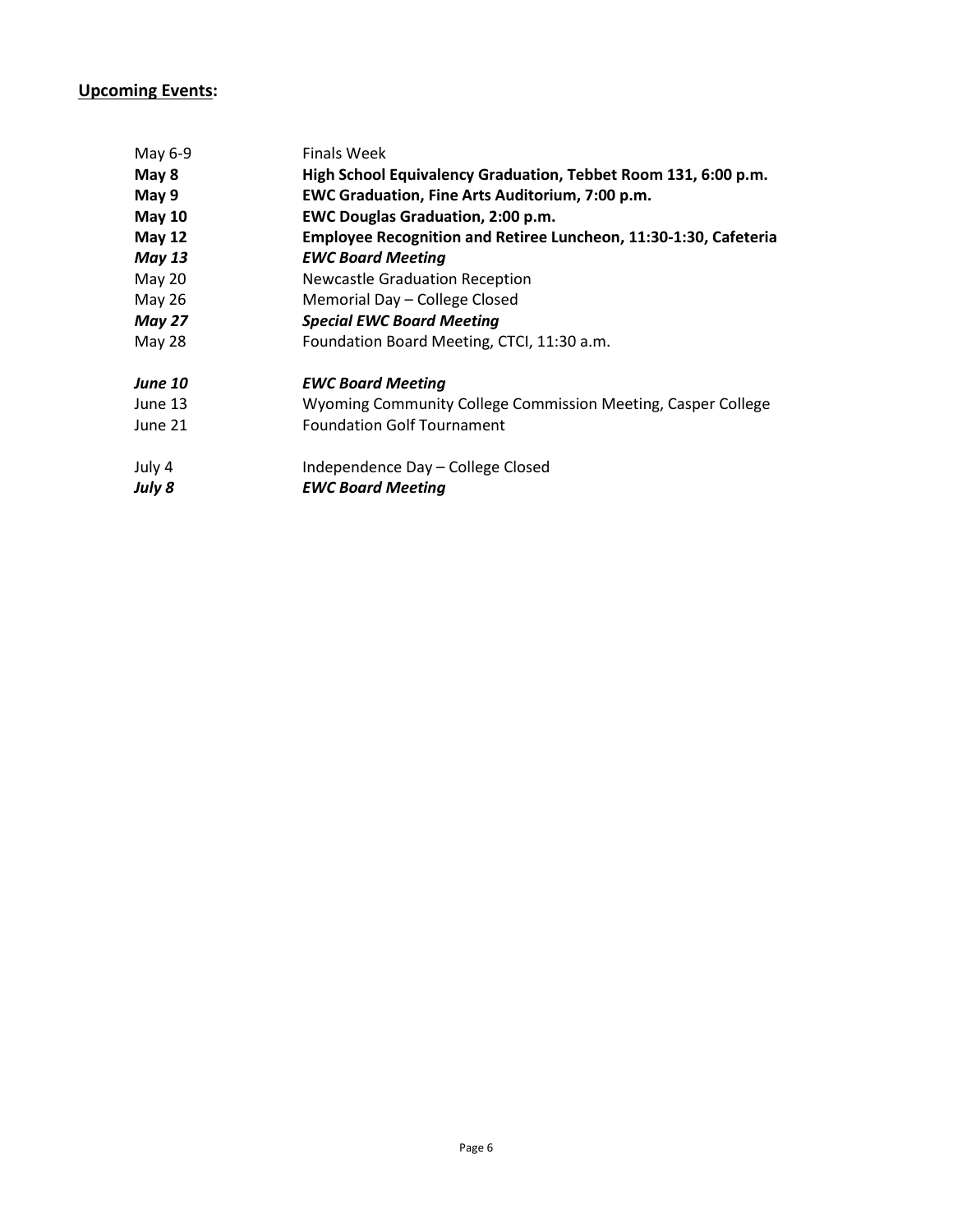**<u>Upcoming Events</u>:**

| | |
|---|---|
| May 6-9 | Finals Week |
| **May 8** | **High School Equivalency Graduation, Tebbet Room 131, 6:00 p.m.** |
| **May 9** | **EWC Graduation, Fine Arts Auditorium, 7:00 p.m.** |
| **May 10** | **EWC Douglas Graduation, 2:00 p.m.** |
| **May 12** | **Employee Recognition and Retiree Luncheon, 11:30-1:30, Cafeteria** |
| ***May 13*** | ***EWC Board Meeting*** |
| May 20 | Newcastle Graduation Reception |
| May 26 | Memorial Day – College Closed |
| ***May 27*** | ***Special EWC Board Meeting*** |
| May 28 | Foundation Board Meeting, CTCI, 11:30 a.m. |
| | |
| ***June 10*** | ***EWC Board Meeting*** |
| June 13 | Wyoming Community College Commission Meeting, Casper College |
| June 21 | Foundation Golf Tournament |
| | |
| July 4 | Independence Day – College Closed |
| ***July 8*** | ***EWC Board Meeting*** |